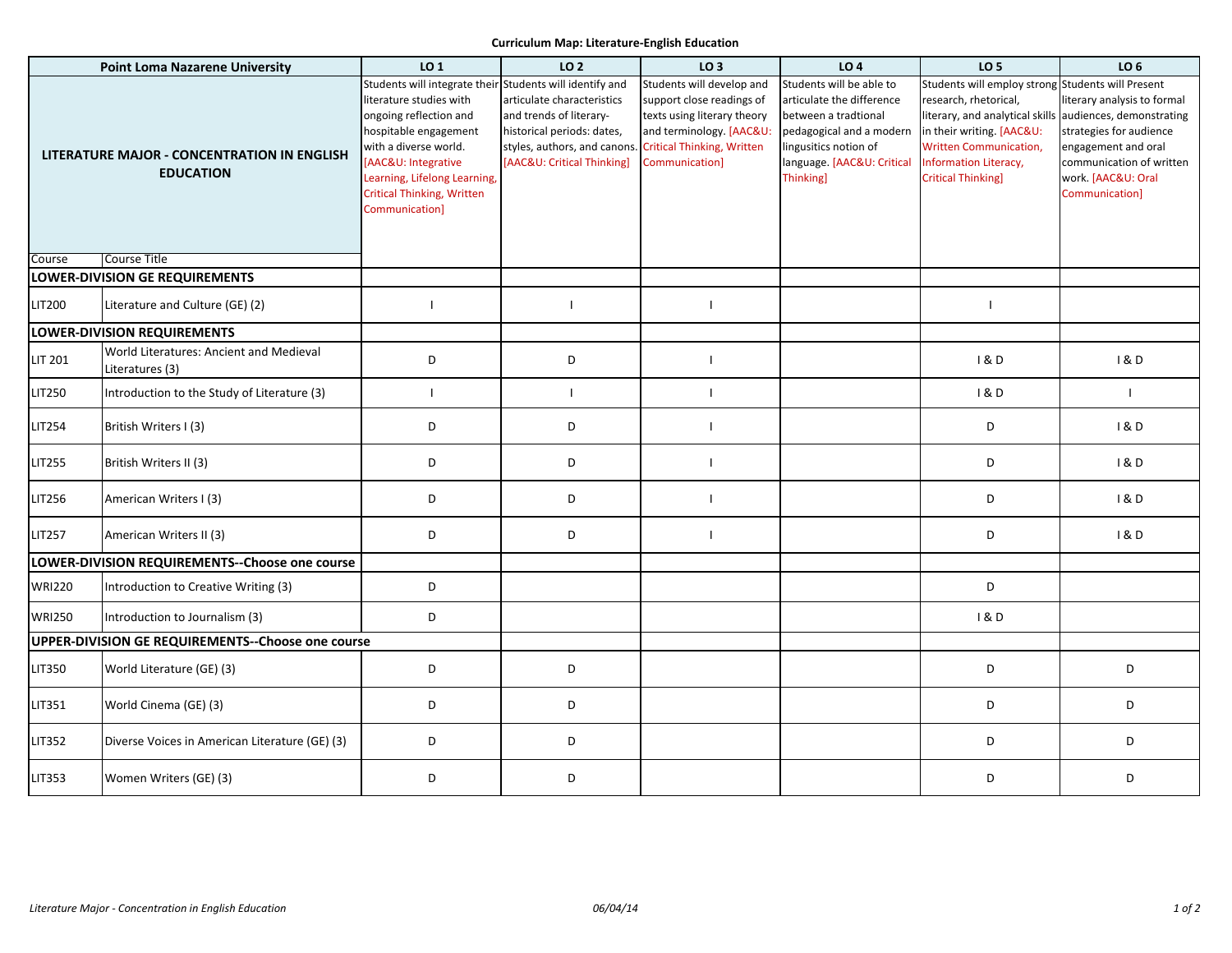**Curriculum Map: Literature-English Education**

| Point Loma Nazarene University | | LO 1 | LO 2 | LO 3 | LO 4 | LO 5 | LO 6 |
|---|---|---|---|---|---|---|---|
| **LITERATURE MAJOR - CONCENTRATION IN ENGLISH EDUCATION** | | Students will integrate their literature studies with ongoing reflection and hospitable engagement with a diverse world. [AAC&U: Integrative Learning, Lifelong Learning, Critical Thinking, Written Communication] | Students will identify and articulate characteristics and trends of literary-historical periods: dates, styles, authors, and canons. [AAC&U: Critical Thinking] | Students will develop and support close readings of texts using literary theory and terminology. [AAC&U: Critical Thinking, Written Communication] | Students will be able to articulate the difference between a tradtional pedagogical and a modern lingusitics notion of language. [AAC&U: Critical Thinking] | Students will employ strong research, rhetorical, literary, and analytical skills in their writing. [AAC&U: Written Communication, Information Literacy, Critical Thinking] | Students will Present literary analysis to formal audiences, demonstrating strategies for audience engagement and oral communication of written work. [AAC&U: Oral Communication] |
| Course | Course Title | | | | | | |
| **LOWER-DIVISION GE REQUIREMENTS** | | | | | | | |
| LIT200 | Literature and Culture (GE) (2) | I | I | I | | I | |
| **LOWER-DIVISION REQUIREMENTS** | | | | | | | |
| LIT 201 | World Literatures: Ancient and Medieval Literatures (3) | D | D | I | | I & D | I & D |
| LIT250 | Introduction to the Study of Literature (3) | I | I | I | | I & D | I |
| LIT254 | British Writers I (3) | D | D | I | | D | I & D |
| LIT255 | British Writers II (3) | D | D | I | | D | I & D |
| LIT256 | American Writers I (3) | D | D | I | | D | I & D |
| LIT257 | American Writers II (3) | D | D | I | | D | I & D |
| **LOWER-DIVISION REQUIREMENTS--Choose one course** | | | | | | | |
| WRI220 | Introduction to Creative Writing (3) | D | | | | D | |
| WRI250 | Introduction to Journalism (3) | D | | | | I & D | |
| **UPPER-DIVISION GE REQUIREMENTS--Choose one course** | | | | | | | |
| LIT350 | World Literature (GE) (3) | D | D | | | D | D |
| LIT351 | World Cinema (GE) (3) | D | D | | | D | D |
| LIT352 | Diverse Voices in American Literature (GE) (3) | D | D | | | D | D |
| LIT353 | Women Writers (GE) (3) | D | D | | | D | D |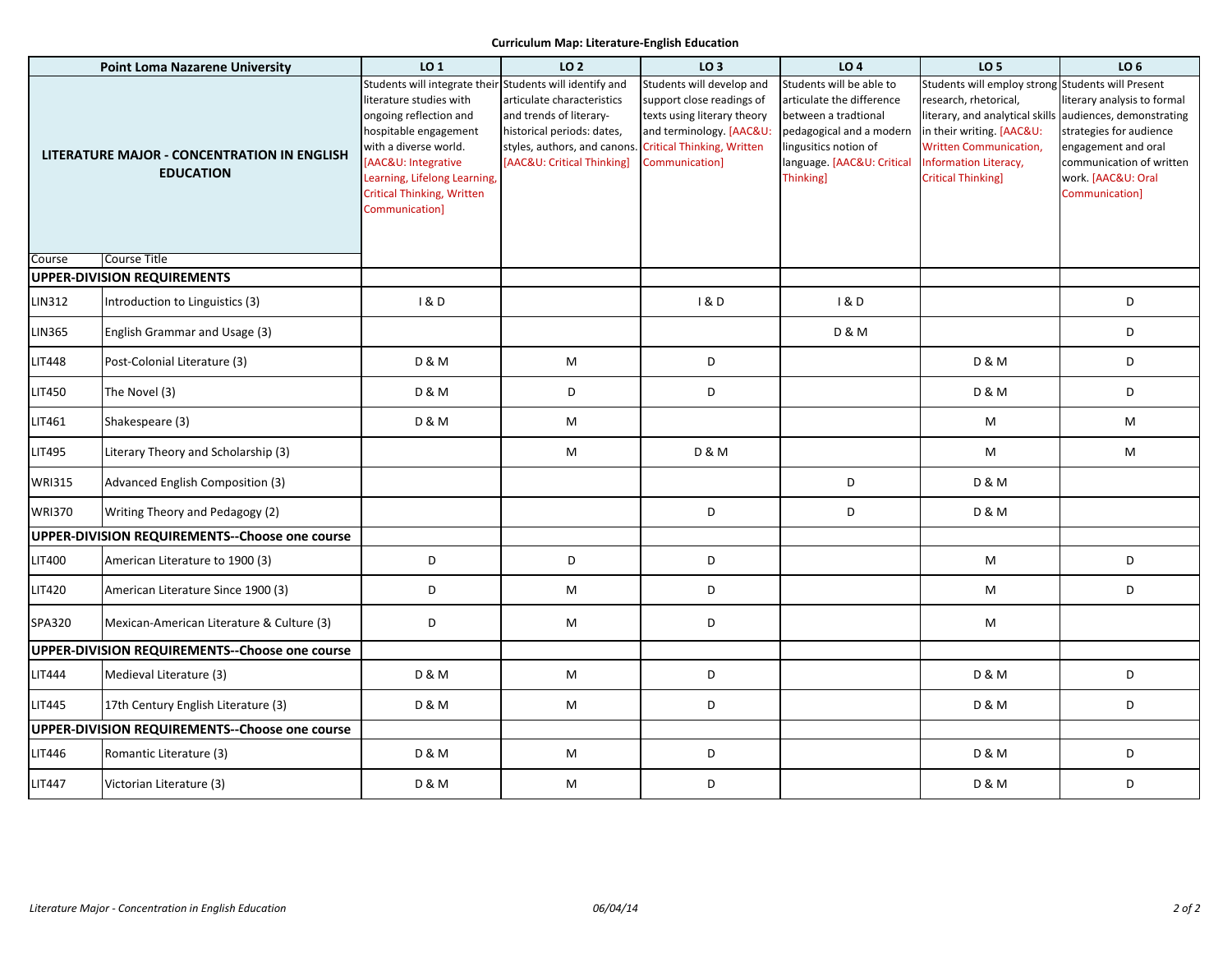**Curriculum Map: Literature-English Education**

| Point Loma Nazarene University | | LO 1 | LO 2 | LO 3 | LO 4 | LO 5 | LO 6 |
|---|---|---|---|---|---|---|---|
| LITERATURE MAJOR - CONCENTRATION IN ENGLISH EDUCATION | | Students will integrate their literature studies with ongoing reflection and hospitable engagement with a diverse world. [AAC&U: Integrative Learning, Lifelong Learning, Critical Thinking, Written Communication] | Students will identify and articulate characteristics and trends of literary-historical periods: dates, styles, authors, and canons. [AAC&U: Critical Thinking] | Students will develop and support close readings of texts using literary theory and terminology. [AAC&U: Critical Thinking, Written Communication] | Students will be able to articulate the difference between a tradtional pedagogical and a modern lingusitics notion of language. [AAC&U: Critical Thinking] | Students will employ strong research, rhetorical, literary, and analytical skills in their writing. [AAC&U: Written Communication, Information Literacy, Critical Thinking] | Students will Present literary analysis to formal audiences, demonstrating strategies for audience engagement and oral communication of written work. [AAC&U: Oral Communication] |
| Course | Course Title | | | | | | |
| **UPPER-DIVISION REQUIREMENTS** | | | | | | | |
| LIN312 | Introduction to Linguistics (3) | I & D | | I & D | I & D | | D |
| LIN365 | English Grammar and Usage (3) | | | | D & M | | D |
| LIT448 | Post-Colonial Literature (3) | D & M | M | D | | D & M | D |
| LIT450 | The Novel (3) | D & M | D | D | | D & M | D |
| LIT461 | Shakespeare (3) | D & M | M | | | M | M |
| LIT495 | Literary Theory and Scholarship (3) | | M | D & M | | M | M |
| WRI315 | Advanced English Composition (3) | | | | D | D & M | |
| WRI370 | Writing Theory and Pedagogy (2) | | | D | D | D & M | |
| **UPPER-DIVISION REQUIREMENTS--Choose one course** | | | | | | | |
| LIT400 | American Literature to 1900 (3) | D | D | D | | M | D |
| LIT420 | American Literature Since 1900 (3) | D | M | D | | M | D |
| SPA320 | Mexican-American Literature & Culture (3) | D | M | D | | M | |
| **UPPER-DIVISION REQUIREMENTS--Choose one course** | | | | | | | |
| LIT444 | Medieval Literature (3) | D & M | M | D | | D & M | D |
| LIT445 | 17th Century English Literature (3) | D & M | M | D | | D & M | D |
| **UPPER-DIVISION REQUIREMENTS--Choose one course** | | | | | | | |
| LIT446 | Romantic Literature (3) | D & M | M | D | | D & M | D |
| LIT447 | Victorian Literature (3) | D & M | M | D | | D & M | D |

*Literature Major - Concentration in English Education* *06/04/14*